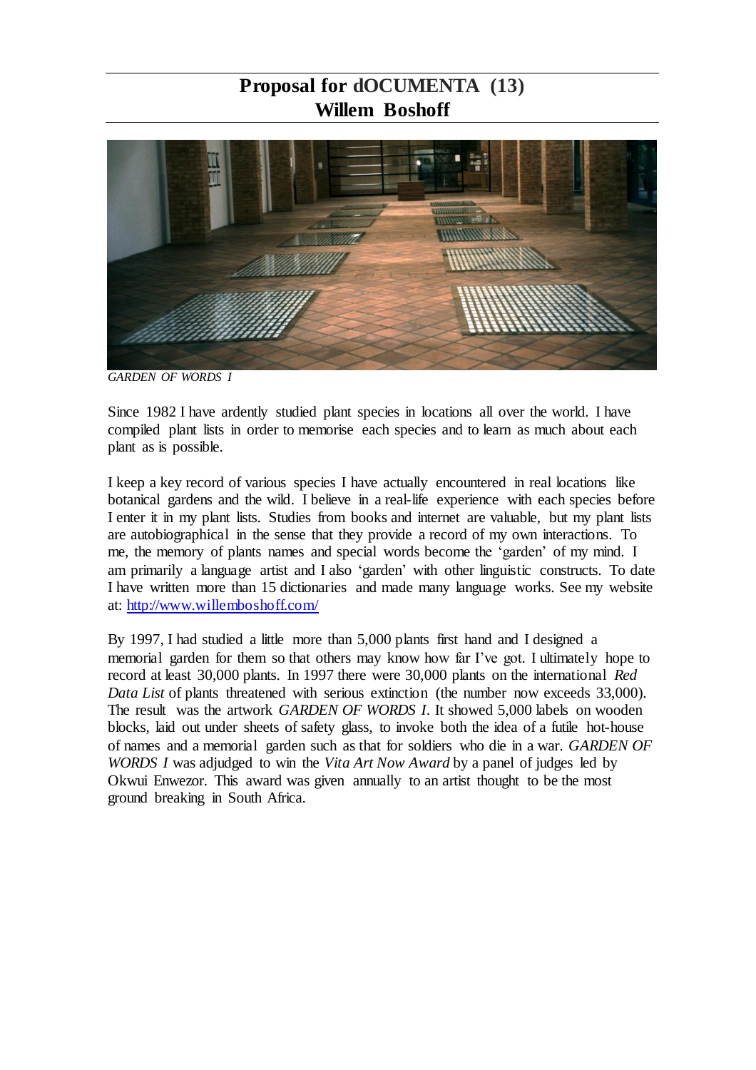# Proposal for dOCUMENTA (13)
# Willem Boshoff

*GARDEN OF WORDS I*

Since 1982 I have ardently studied plant species in locations all over the world. I have compiled plant lists in order to memorise each species and to learn as much about each plant as is possible.

I keep a key record of various species I have actually encountered in real locations like botanical gardens and the wild. I believe in a real-life experience with each species before I enter it in my plant lists. Studies from books and internet are valuable, but my plant lists are autobiographical in the sense that they provide a record of my own interactions. To me, the memory of plants names and special words become the 'garden' of my mind. I am primarily a language artist and I also 'garden' with other linguistic constructs. To date I have written more than 15 dictionaries and made many language works. See my website at: [http://www.willemboshoff.com/](http://www.willemboshoff.com/)

By 1997, I had studied a little more than 5,000 plants first hand and I designed a memorial garden for them so that others may know how far I've got. I ultimately hope to record at least 30,000 plants. In 1997 there were 30,000 plants on the international *Red Data List* of plants threatened with serious extinction (the number now exceeds 33,000). The result was the artwork *GARDEN OF WORDS I*. It showed 5,000 labels on wooden blocks, laid out under sheets of safety glass, to invoke both the idea of a futile hot-house of names and a memorial garden such as that for soldiers who die in a war. *GARDEN OF WORDS I* was adjudged to win the *Vita Art Now Award* by a panel of judges led by Okwui Enwezor. This award was given annually to an artist thought to be the most ground breaking in South Africa.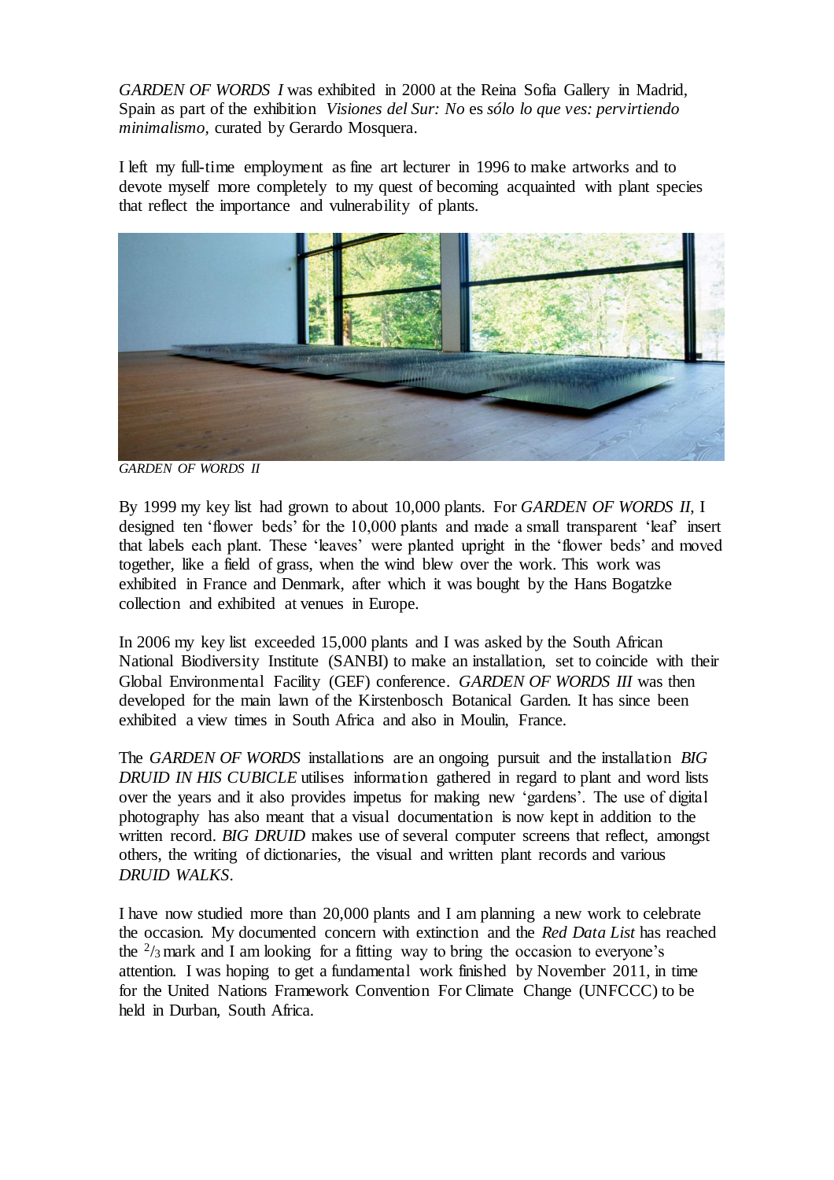*GARDEN OF WORDS I* was exhibited in 2000 at the Reina Sofia Gallery in Madrid, Spain as part of the exhibition *Visiones del Sur: No* es *sólo lo que ves: pervirtiendo minimalismo*, curated by Gerardo Mosquera.

I left my full-time employment as fine art lecturer in 1996 to make artworks and to devote myself more completely to my quest of becoming acquainted with plant species that reflect the importance and vulnerability of plants.

*GARDEN OF WORDS II*

By 1999 my key list had grown to about 10,000 plants. For *GARDEN OF WORDS II*, I designed ten 'flower beds' for the 10,000 plants and made a small transparent 'leaf' insert that labels each plant. These 'leaves' were planted upright in the 'flower beds' and moved together, like a field of grass, when the wind blew over the work. This work was exhibited in France and Denmark, after which it was bought by the Hans Bogatzke collection and exhibited at venues in Europe.

In 2006 my key list exceeded 15,000 plants and I was asked by the South African National Biodiversity Institute (SANBI) to make an installation, set to coincide with their Global Environmental Facility (GEF) conference. *GARDEN OF WORDS III* was then developed for the main lawn of the Kirstenbosch Botanical Garden. It has since been exhibited a view times in South Africa and also in Moulin, France.

The *GARDEN OF WORDS* installations are an ongoing pursuit and the installation *BIG DRUID IN HIS CUBICLE* utilises information gathered in regard to plant and word lists over the years and it also provides impetus for making new 'gardens'. The use of digital photography has also meant that a visual documentation is now kept in addition to the written record. *BIG DRUID* makes use of several computer screens that reflect, amongst others, the writing of dictionaries, the visual and written plant records and various *DRUID WALKS*.

I have now studied more than 20,000 plants and I am planning a new work to celebrate the occasion. My documented concern with extinction and the *Red Data List* has reached the $^{2}/_{3}$ mark and I am looking for a fitting way to bring the occasion to everyone's attention. I was hoping to get a fundamental work finished by November 2011, in time for the United Nations Framework Convention For Climate Change (UNFCCC) to be held in Durban, South Africa.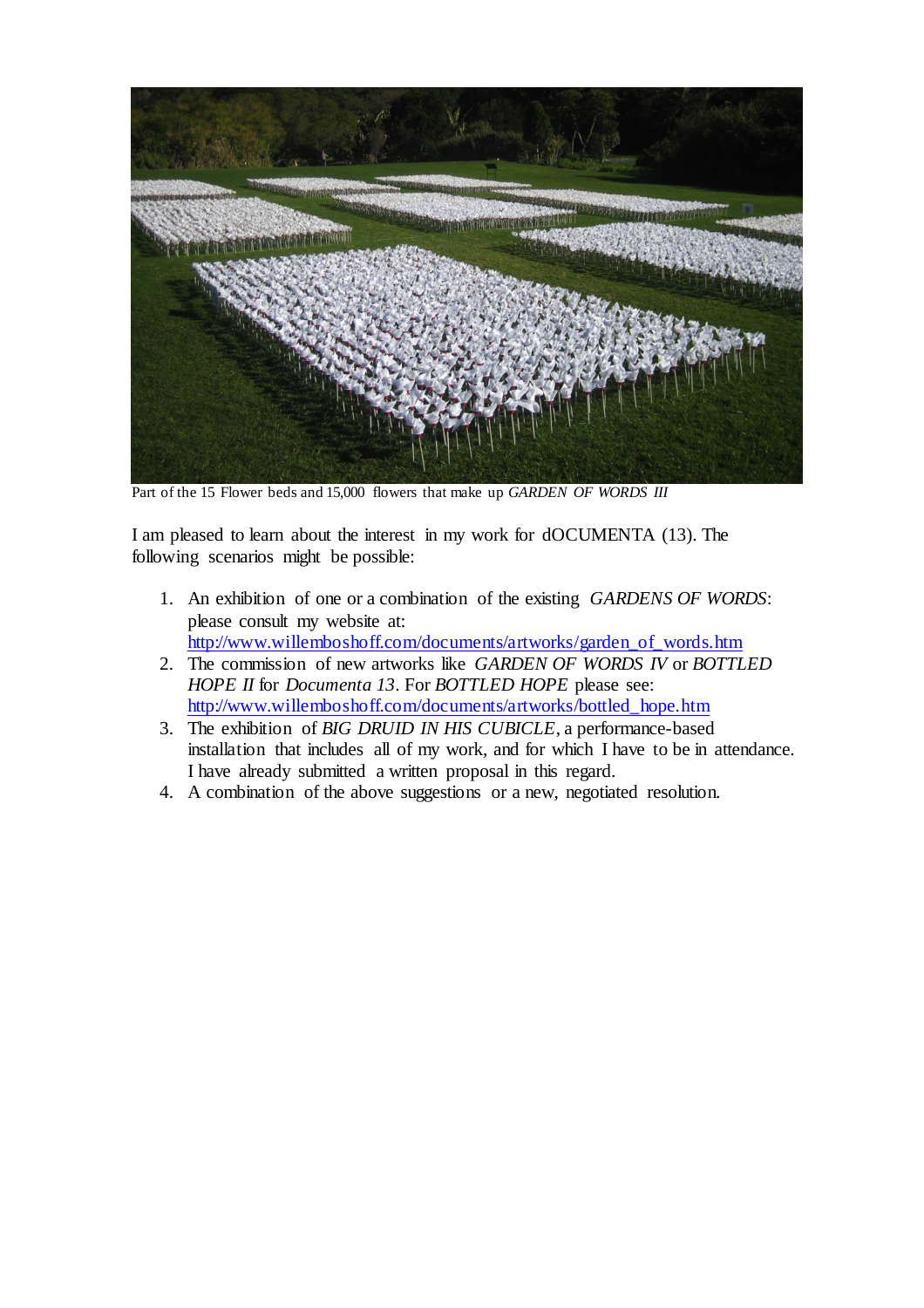Part of the 15 Flower beds and 15,000 flowers that make up *GARDEN OF WORDS III*

I am pleased to learn about the interest in my work for dOCUMENTA (13). The following scenarios might be possible:

1. An exhibition of one or a combination of the existing *GARDENS OF WORDS*: please consult my website at: http://www.willemboshoff.com/documents/artworks/garden_of_words.htm
2. The commission of new artworks like *GARDEN OF WORDS IV* or *BOTTLED HOPE II* for *Documenta 13*. For *BOTTLED HOPE* please see: http://www.willemboshoff.com/documents/artworks/bottled_hope.htm
3. The exhibition of *BIG DRUID IN HIS CUBICLE*, a performance-based installation that includes all of my work, and for which I have to be in attendance. I have already submitted a written proposal in this regard.
4. A combination of the above suggestions or a new, negotiated resolution.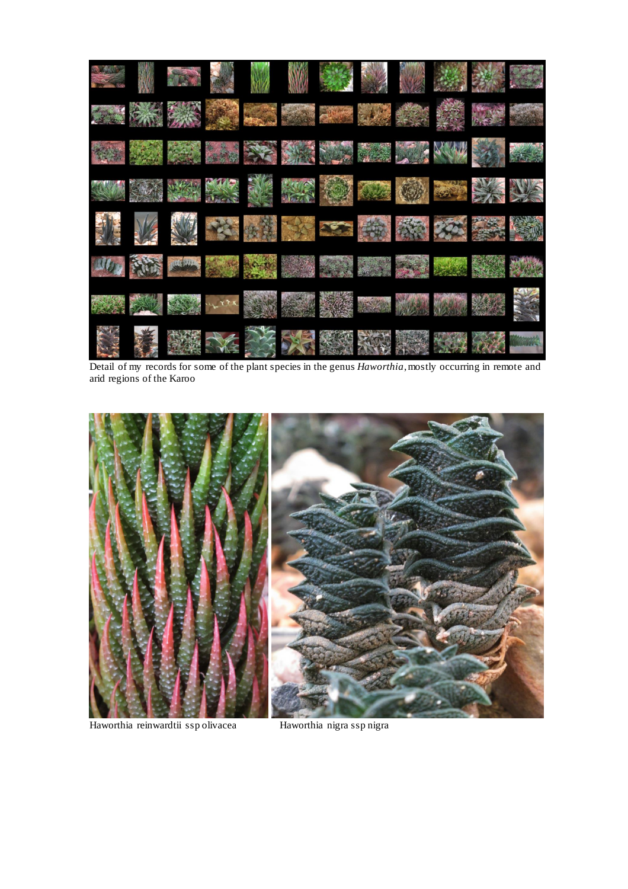Detail of my records for some of the plant species in the genus *Haworthia*, mostly occurring in remote and arid regions of the Karoo

Haworthia reinwardtii ssp olivacea

Haworthia nigra ssp nigra